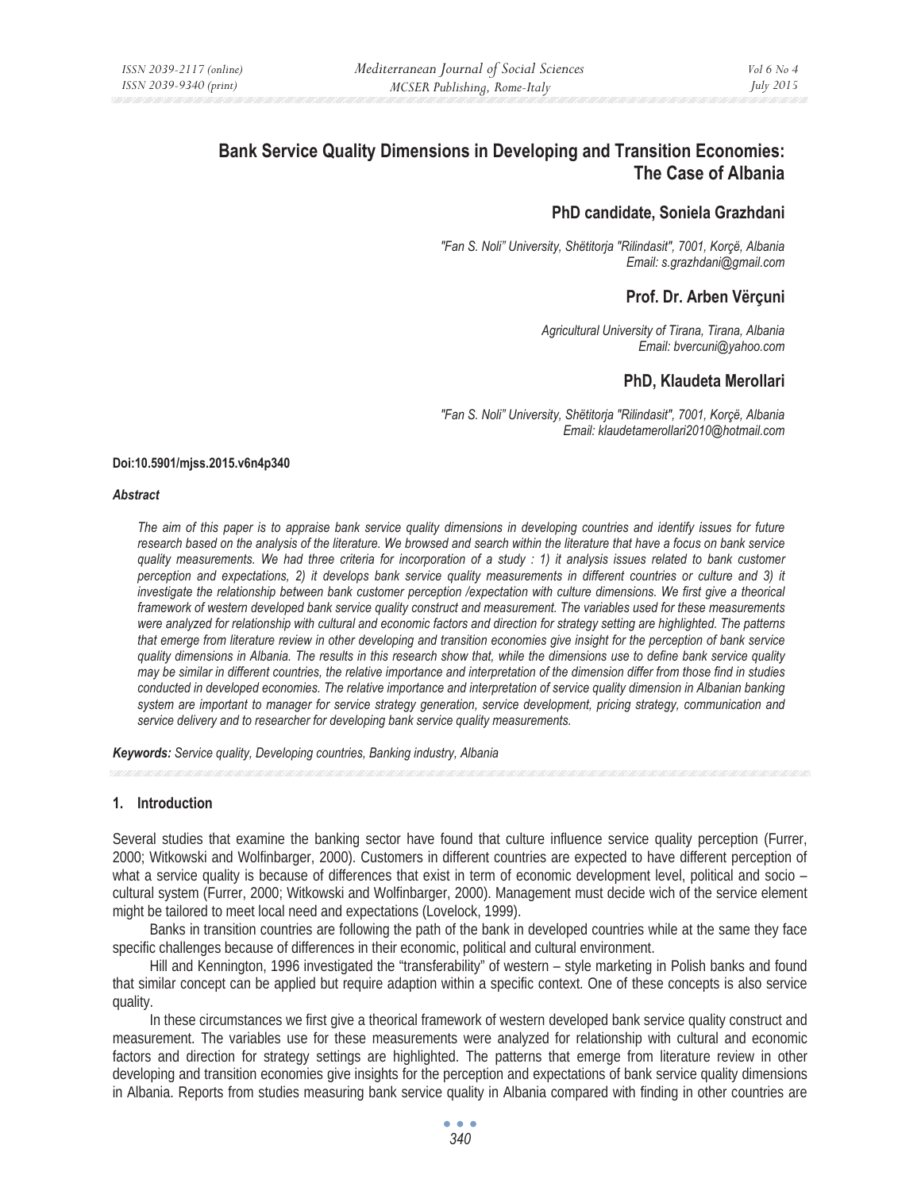# Bank Service Quality Dimensions in Developing and Transition Economies: The Case of Albania

## PhD candidate, Soniela Grazhdani

*"Fan S. Noli" University, Shëtitorja "Rilindasit", 7001, Korçë, Albania*
*Email: s.grazhdani@gmail.com*

## Prof. Dr. Arben Vërçuni

*Agricultural University of Tirana, Tirana, Albania*
*Email: bvercuni@yahoo.com*

## PhD, Klaudeta Merollari

*"Fan S. Noli" University, Shëtitorja "Rilindasit", 7001, Korçë, Albania*
*Email: klaudetamerollari2010@hotmail.com*

**Doi:10.5901/mjss.2015.v6n4p340**

***Abstract***

*The aim of this paper is to appraise bank service quality dimensions in developing countries and identify issues for future research based on the analysis of the literature. We browsed and search within the literature that have a focus on bank service quality measurements. We had three criteria for incorporation of a study : 1) it analysis issues related to bank customer perception and expectations, 2) it develops bank service quality measurements in different countries or culture and 3) it investigate the relationship between bank customer perception /expectation with culture dimensions. We first give a theorical framework of western developed bank service quality construct and measurement. The variables used for these measurements were analyzed for relationship with cultural and economic factors and direction for strategy setting are highlighted. The patterns that emerge from literature review in other developing and transition economies give insight for the perception of bank service quality dimensions in Albania. The results in this research show that, while the dimensions use to define bank service quality may be similar in different countries, the relative importance and interpretation of the dimension differ from those find in studies conducted in developed economies. The relative importance and interpretation of service quality dimension in Albanian banking system are important to manager for service strategy generation, service development, pricing strategy, communication and service delivery and to researcher for developing bank service quality measurements.*

***Keywords:*** *Service quality, Developing countries, Banking industry, Albania*

## 1. Introduction

Several studies that examine the banking sector have found that culture influence service quality perception (Furrer, 2000; Witkowski and Wolfinbarger, 2000). Customers in different countries are expected to have different perception of what a service quality is because of differences that exist in term of economic development level, political and socio – cultural system (Furrer, 2000; Witkowski and Wolfinbarger, 2000). Management must decide wich of the service element might be tailored to meet local need and expectations (Lovelock, 1999).

Banks in transition countries are following the path of the bank in developed countries while at the same they face specific challenges because of differences in their economic, political and cultural environment.

Hill and Kennington, 1996 investigated the "transferability" of western – style marketing in Polish banks and found that similar concept can be applied but require adaption within a specific context. One of these concepts is also service quality.

In these circumstances we first give a theorical framework of western developed bank service quality construct and measurement. The variables use for these measurements were analyzed for relationship with cultural and economic factors and direction for strategy settings are highlighted. The patterns that emerge from literature review in other developing and transition economies give insights for the perception and expectations of bank service quality dimensions in Albania. Reports from studies measuring bank service quality in Albania compared with finding in other countries are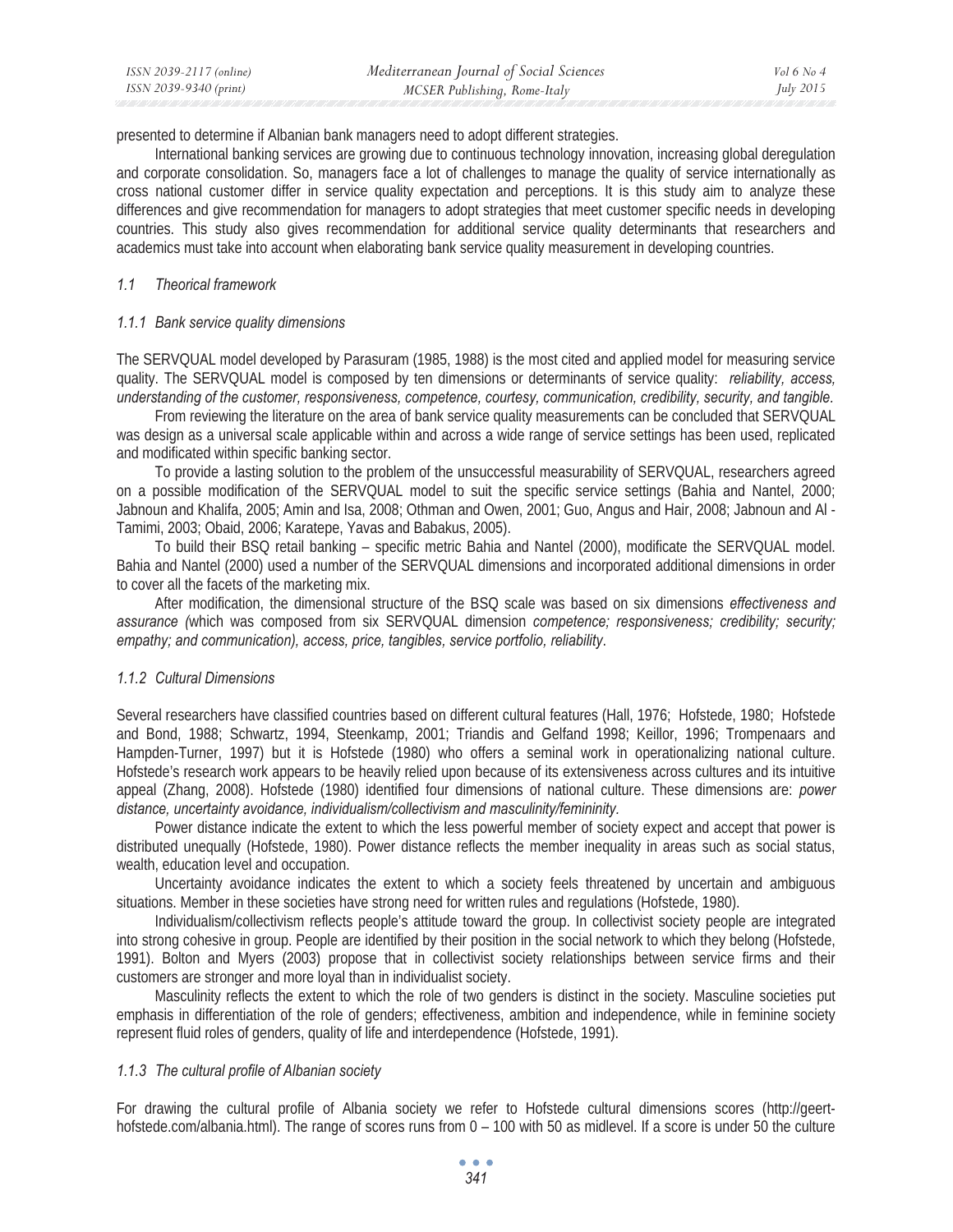presented to determine if Albanian bank managers need to adopt different strategies.

International banking services are growing due to continuous technology innovation, increasing global deregulation and corporate consolidation. So, managers face a lot of challenges to manage the quality of service internationally as cross national customer differ in service quality expectation and perceptions. It is this study aim to analyze these differences and give recommendation for managers to adopt strategies that meet customer specific needs in developing countries. This study also gives recommendation for additional service quality determinants that researchers and academics must take into account when elaborating bank service quality measurement in developing countries.

### 1.1 Theorical framework

#### 1.1.1 Bank service quality dimensions

The SERVQUAL model developed by Parasuram (1985, 1988) is the most cited and applied model for measuring service quality. The SERVQUAL model is composed by ten dimensions or determinants of service quality: *reliability, access, understanding of the customer, responsiveness, competence, courtesy, communication, credibility, security, and tangible.*

From reviewing the literature on the area of bank service quality measurements can be concluded that SERVQUAL was design as a universal scale applicable within and across a wide range of service settings has been used, replicated and modificated within specific banking sector.

To provide a lasting solution to the problem of the unsuccessful measurability of SERVQUAL, researchers agreed on a possible modification of the SERVQUAL model to suit the specific service settings (Bahia and Nantel, 2000; Jabnoun and Khalifa, 2005; Amin and Isa, 2008; Othman and Owen, 2001; Guo, Angus and Hair, 2008; Jabnoun and Al - Tamimi, 2003; Obaid, 2006; Karatepe, Yavas and Babakus, 2005).

To build their BSQ retail banking – specific metric Bahia and Nantel (2000), modificate the SERVQUAL model. Bahia and Nantel (2000) used a number of the SERVQUAL dimensions and incorporated additional dimensions in order to cover all the facets of the marketing mix.

After modification, the dimensional structure of the BSQ scale was based on six dimensions *effectiveness and assurance (*which was composed from six SERVQUAL dimension *competence; responsiveness; credibility; security; empathy; and communication), access, price, tangibles, service portfolio, reliability*.

#### 1.1.2 Cultural Dimensions

Several researchers have classified countries based on different cultural features (Hall, 1976; Hofstede, 1980; Hofstede and Bond, 1988; Schwartz, 1994, Steenkamp, 2001; Triandis and Gelfand 1998; Keillor, 1996; Trompenaars and Hampden-Turner, 1997) but it is Hofstede (1980) who offers a seminal work in operationalizing national culture. Hofstede's research work appears to be heavily relied upon because of its extensiveness across cultures and its intuitive appeal (Zhang, 2008). Hofstede (1980) identified four dimensions of national culture. These dimensions are: *power distance, uncertainty avoidance, individualism/collectivism and masculinity/femininity.*

Power distance indicate the extent to which the less powerful member of society expect and accept that power is distributed unequally (Hofstede, 1980). Power distance reflects the member inequality in areas such as social status, wealth, education level and occupation.

Uncertainty avoidance indicates the extent to which a society feels threatened by uncertain and ambiguous situations. Member in these societies have strong need for written rules and regulations (Hofstede, 1980).

Individualism/collectivism reflects people's attitude toward the group. In collectivist society people are integrated into strong cohesive in group. People are identified by their position in the social network to which they belong (Hofstede, 1991). Bolton and Myers (2003) propose that in collectivist society relationships between service firms and their customers are stronger and more loyal than in individualist society.

Masculinity reflects the extent to which the role of two genders is distinct in the society. Masculine societies put emphasis in differentiation of the role of genders; effectiveness, ambition and independence, while in feminine society represent fluid roles of genders, quality of life and interdependence (Hofstede, 1991).

#### 1.1.3 The cultural profile of Albanian society

For drawing the cultural profile of Albania society we refer to Hofstede cultural dimensions scores (http://geert-hofstede.com/albania.html). The range of scores runs from 0 – 100 with 50 as midlevel. If a score is under 50 the culture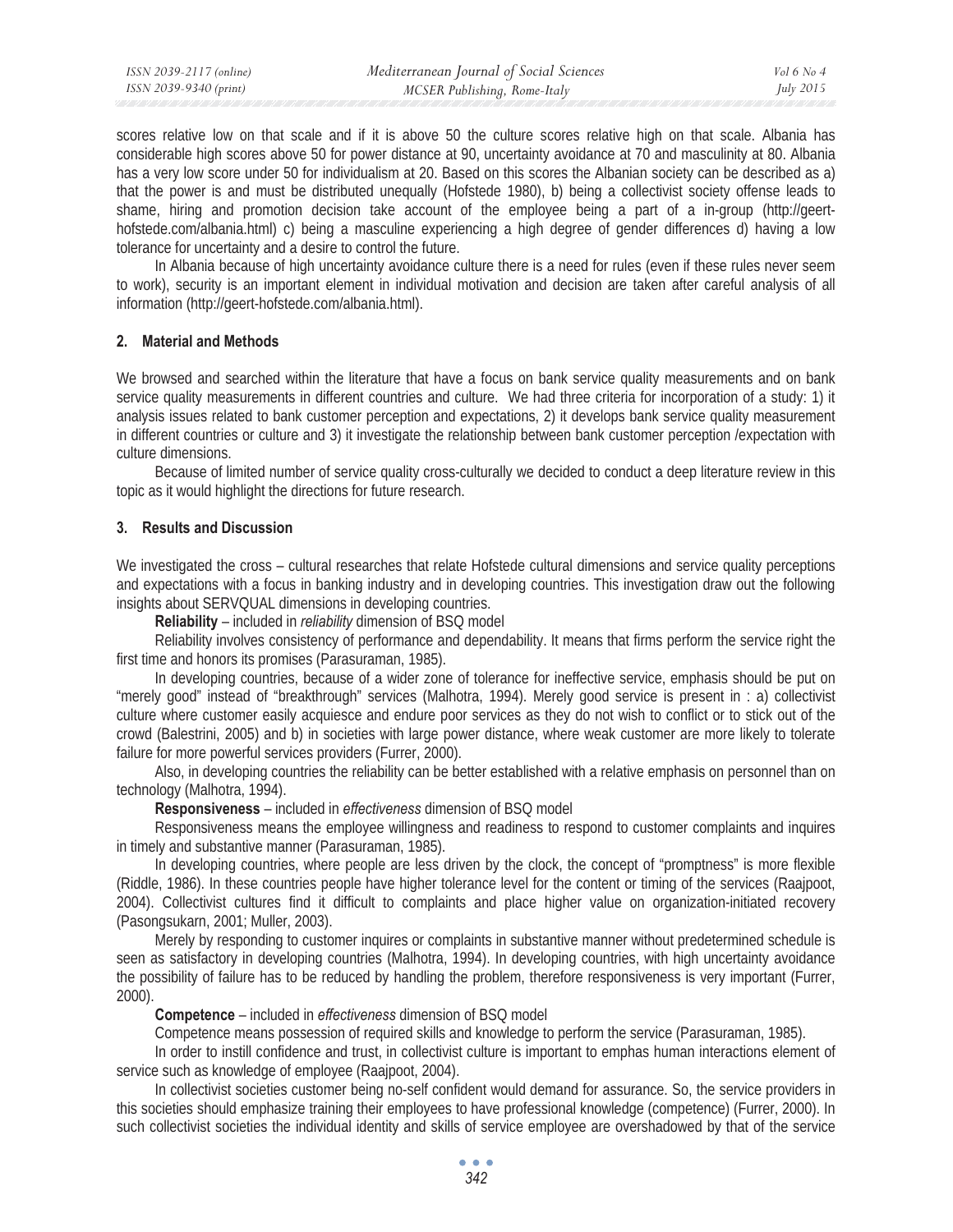scores relative low on that scale and if it is above 50 the culture scores relative high on that scale. Albania has considerable high scores above 50 for power distance at 90, uncertainty avoidance at 70 and masculinity at 80. Albania has a very low score under 50 for individualism at 20. Based on this scores the Albanian society can be described as a) that the power is and must be distributed unequally (Hofstede 1980), b) being a collectivist society offense leads to shame, hiring and promotion decision take account of the employee being a part of a in-group (http://geert-hofstede.com/albania.html) c) being a masculine experiencing a high degree of gender differences d) having a low tolerance for uncertainty and a desire to control the future.

In Albania because of high uncertainty avoidance culture there is a need for rules (even if these rules never seem to work), security is an important element in individual motivation and decision are taken after careful analysis of all information (http://geert-hofstede.com/albania.html).

## 2. Material and Methods

We browsed and searched within the literature that have a focus on bank service quality measurements and on bank service quality measurements in different countries and culture. We had three criteria for incorporation of a study: 1) it analysis issues related to bank customer perception and expectations, 2) it develops bank service quality measurement in different countries or culture and 3) it investigate the relationship between bank customer perception /expectation with culture dimensions.

Because of limited number of service quality cross-culturally we decided to conduct a deep literature review in this topic as it would highlight the directions for future research.

## 3. Results and Discussion

We investigated the cross – cultural researches that relate Hofstede cultural dimensions and service quality perceptions and expectations with a focus in banking industry and in developing countries. This investigation draw out the following insights about SERVQUAL dimensions in developing countries.

**Reliability** – included in *reliability* dimension of BSQ model

Reliability involves consistency of performance and dependability. It means that firms perform the service right the first time and honors its promises (Parasuraman, 1985).

In developing countries, because of a wider zone of tolerance for ineffective service, emphasis should be put on "merely good" instead of "breakthrough" services (Malhotra, 1994). Merely good service is present in : a) collectivist culture where customer easily acquiesce and endure poor services as they do not wish to conflict or to stick out of the crowd (Balestrini, 2005) and b) in societies with large power distance, where weak customer are more likely to tolerate failure for more powerful services providers (Furrer, 2000).

Also, in developing countries the reliability can be better established with a relative emphasis on personnel than on technology (Malhotra, 1994).

**Responsiveness** – included in *effectiveness* dimension of BSQ model

Responsiveness means the employee willingness and readiness to respond to customer complaints and inquires in timely and substantive manner (Parasuraman, 1985).

In developing countries, where people are less driven by the clock, the concept of "promptness" is more flexible (Riddle, 1986). In these countries people have higher tolerance level for the content or timing of the services (Raajpoot, 2004). Collectivist cultures find it difficult to complaints and place higher value on organization-initiated recovery (Pasongsukarn, 2001; Muller, 2003).

Merely by responding to customer inquires or complaints in substantive manner without predetermined schedule is seen as satisfactory in developing countries (Malhotra, 1994). In developing countries, with high uncertainty avoidance the possibility of failure has to be reduced by handling the problem, therefore responsiveness is very important (Furrer, 2000).

**Competence** – included in *effectiveness* dimension of BSQ model

Competence means possession of required skills and knowledge to perform the service (Parasuraman, 1985).

In order to instill confidence and trust, in collectivist culture is important to emphas human interactions element of service such as knowledge of employee (Raajpoot, 2004).

In collectivist societies customer being no-self confident would demand for assurance. So, the service providers in this societies should emphasize training their employees to have professional knowledge (competence) (Furrer, 2000). In such collectivist societies the individual identity and skills of service employee are overshadowed by that of the service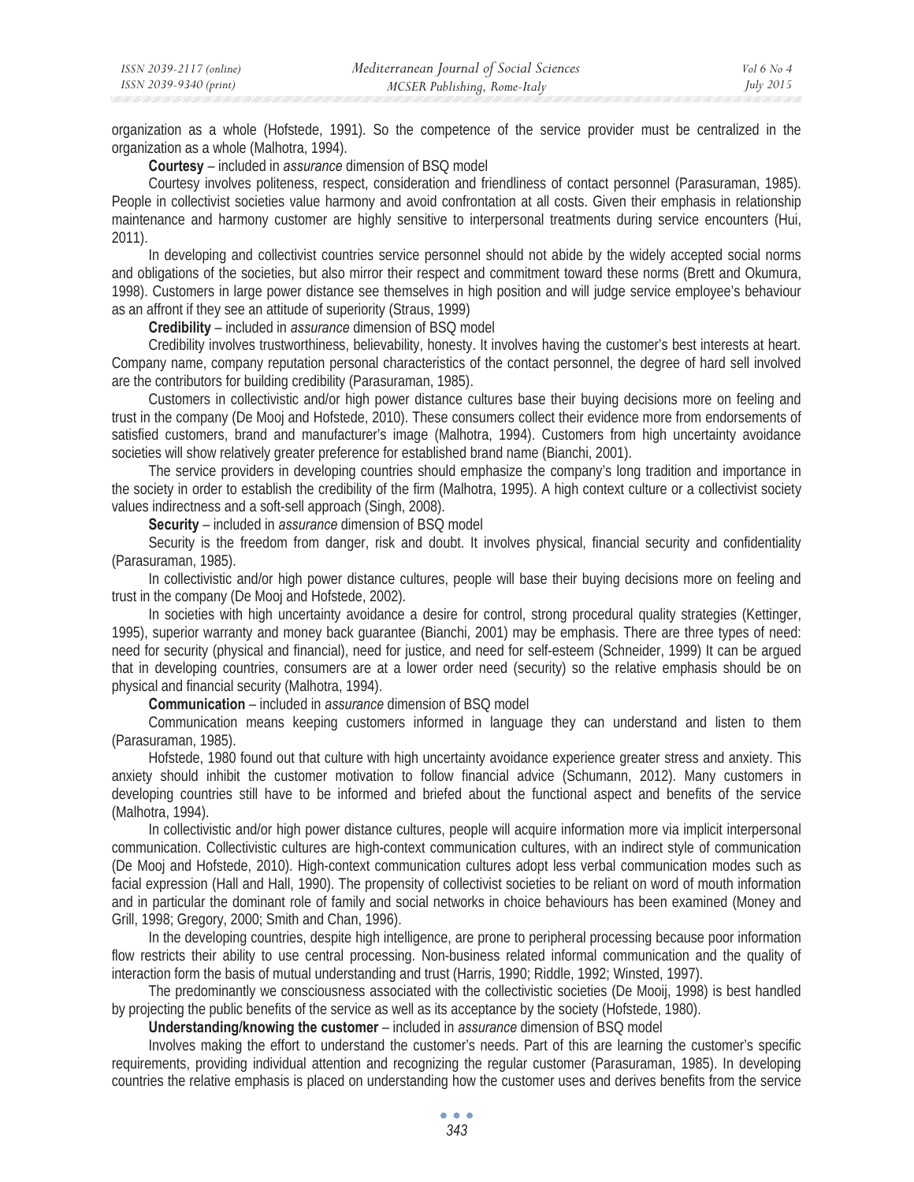organization as a whole (Hofstede, 1991). So the competence of the service provider must be centralized in the organization as a whole (Malhotra, 1994).

**Courtesy** – included in *assurance* dimension of BSQ model

Courtesy involves politeness, respect, consideration and friendliness of contact personnel (Parasuraman, 1985). People in collectivist societies value harmony and avoid confrontation at all costs. Given their emphasis in relationship maintenance and harmony customer are highly sensitive to interpersonal treatments during service encounters (Hui, 2011).

In developing and collectivist countries service personnel should not abide by the widely accepted social norms and obligations of the societies, but also mirror their respect and commitment toward these norms (Brett and Okumura, 1998). Customers in large power distance see themselves in high position and will judge service employee's behaviour as an affront if they see an attitude of superiority (Straus, 1999)

**Credibility** – included in *assurance* dimension of BSQ model

Credibility involves trustworthiness, believability, honesty. It involves having the customer's best interests at heart. Company name, company reputation personal characteristics of the contact personnel, the degree of hard sell involved are the contributors for building credibility (Parasuraman, 1985).

Customers in collectivistic and/or high power distance cultures base their buying decisions more on feeling and trust in the company (De Mooj and Hofstede, 2010). These consumers collect their evidence more from endorsements of satisfied customers, brand and manufacturer's image (Malhotra, 1994). Customers from high uncertainty avoidance societies will show relatively greater preference for established brand name (Bianchi, 2001).

The service providers in developing countries should emphasize the company's long tradition and importance in the society in order to establish the credibility of the firm (Malhotra, 1995). A high context culture or a collectivist society values indirectness and a soft-sell approach (Singh, 2008).

**Security** – included in *assurance* dimension of BSQ model

Security is the freedom from danger, risk and doubt. It involves physical, financial security and confidentiality (Parasuraman, 1985).

In collectivistic and/or high power distance cultures, people will base their buying decisions more on feeling and trust in the company (De Mooj and Hofstede, 2002).

In societies with high uncertainty avoidance a desire for control, strong procedural quality strategies (Kettinger, 1995), superior warranty and money back guarantee (Bianchi, 2001) may be emphasis. There are three types of need: need for security (physical and financial), need for justice, and need for self-esteem (Schneider, 1999) It can be argued that in developing countries, consumers are at a lower order need (security) so the relative emphasis should be on physical and financial security (Malhotra, 1994).

**Communication** – included in *assurance* dimension of BSQ model

Communication means keeping customers informed in language they can understand and listen to them (Parasuraman, 1985).

Hofstede, 1980 found out that culture with high uncertainty avoidance experience greater stress and anxiety. This anxiety should inhibit the customer motivation to follow financial advice (Schumann, 2012). Many customers in developing countries still have to be informed and briefed about the functional aspect and benefits of the service (Malhotra, 1994).

In collectivistic and/or high power distance cultures, people will acquire information more via implicit interpersonal communication. Collectivistic cultures are high-context communication cultures, with an indirect style of communication (De Mooj and Hofstede, 2010). High-context communication cultures adopt less verbal communication modes such as facial expression (Hall and Hall, 1990). The propensity of collectivist societies to be reliant on word of mouth information and in particular the dominant role of family and social networks in choice behaviours has been examined (Money and Grill, 1998; Gregory, 2000; Smith and Chan, 1996).

In the developing countries, despite high intelligence, are prone to peripheral processing because poor information flow restricts their ability to use central processing. Non-business related informal communication and the quality of interaction form the basis of mutual understanding and trust (Harris, 1990; Riddle, 1992; Winsted, 1997).

The predominantly we consciousness associated with the collectivistic societies (De Mooij, 1998) is best handled by projecting the public benefits of the service as well as its acceptance by the society (Hofstede, 1980).

**Understanding/knowing the customer** – included in *assurance* dimension of BSQ model

Involves making the effort to understand the customer's needs. Part of this are learning the customer's specific requirements, providing individual attention and recognizing the regular customer (Parasuraman, 1985). In developing countries the relative emphasis is placed on understanding how the customer uses and derives benefits from the service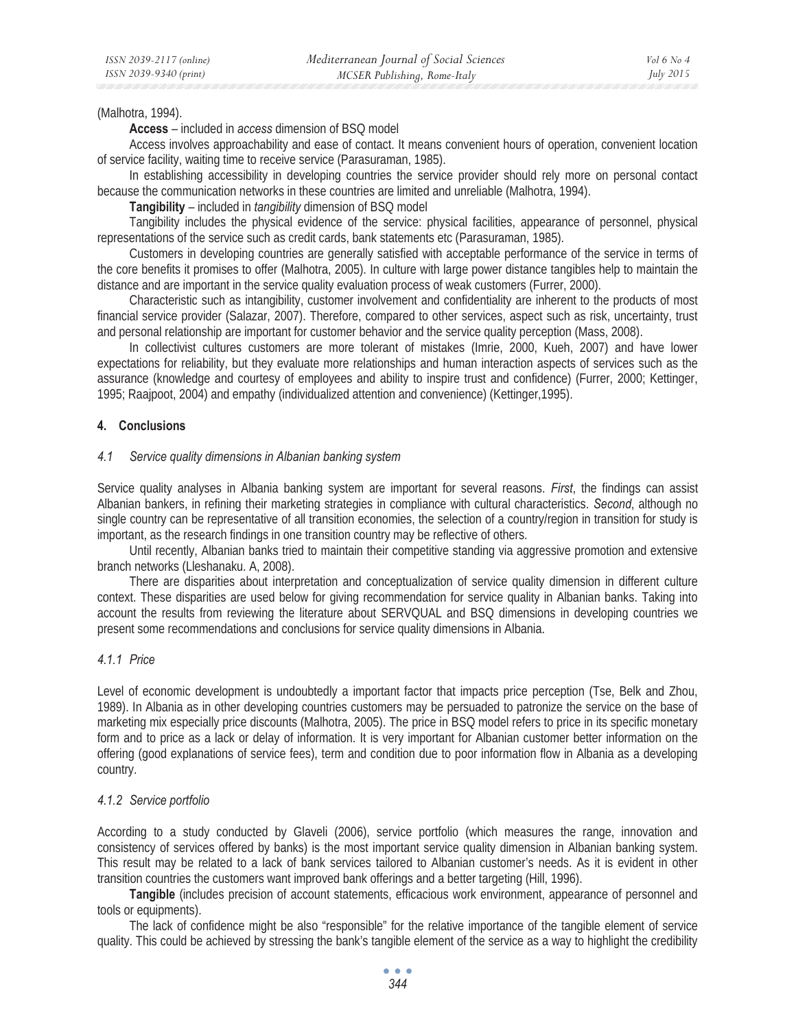(Malhotra, 1994).

**Access** – included in *access* dimension of BSQ model

Access involves approachability and ease of contact. It means convenient hours of operation, convenient location of service facility, waiting time to receive service (Parasuraman, 1985).

In establishing accessibility in developing countries the service provider should rely more on personal contact because the communication networks in these countries are limited and unreliable (Malhotra, 1994).

**Tangibility** – included in *tangibility* dimension of BSQ model

Tangibility includes the physical evidence of the service: physical facilities, appearance of personnel, physical representations of the service such as credit cards, bank statements etc (Parasuraman, 1985).

Customers in developing countries are generally satisfied with acceptable performance of the service in terms of the core benefits it promises to offer (Malhotra, 2005). In culture with large power distance tangibles help to maintain the distance and are important in the service quality evaluation process of weak customers (Furrer, 2000).

Characteristic such as intangibility, customer involvement and confidentiality are inherent to the products of most financial service provider (Salazar, 2007). Therefore, compared to other services, aspect such as risk, uncertainty, trust and personal relationship are important for customer behavior and the service quality perception (Mass, 2008).

In collectivist cultures customers are more tolerant of mistakes (Imrie, 2000, Kueh, 2007) and have lower expectations for reliability, but they evaluate more relationships and human interaction aspects of services such as the assurance (knowledge and courtesy of employees and ability to inspire trust and confidence) (Furrer, 2000; Kettinger, 1995; Raajpoot, 2004) and empathy (individualized attention and convenience) (Kettinger,1995).

## 4. Conclusions

### *4.1 Service quality dimensions in Albanian banking system*

Service quality analyses in Albania banking system are important for several reasons. *First*, the findings can assist Albanian bankers, in refining their marketing strategies in compliance with cultural characteristics. *Second*, although no single country can be representative of all transition economies, the selection of a country/region in transition for study is important, as the research findings in one transition country may be reflective of others.

Until recently, Albanian banks tried to maintain their competitive standing via aggressive promotion and extensive branch networks (Lleshanaku. A, 2008).

There are disparities about interpretation and conceptualization of service quality dimension in different culture context. These disparities are used below for giving recommendation for service quality in Albanian banks. Taking into account the results from reviewing the literature about SERVQUAL and BSQ dimensions in developing countries we present some recommendations and conclusions for service quality dimensions in Albania.

#### *4.1.1 Price*

Level of economic development is undoubtedly a important factor that impacts price perception (Tse, Belk and Zhou, 1989). In Albania as in other developing countries customers may be persuaded to patronize the service on the base of marketing mix especially price discounts (Malhotra, 2005). The price in BSQ model refers to price in its specific monetary form and to price as a lack or delay of information. It is very important for Albanian customer better information on the offering (good explanations of service fees), term and condition due to poor information flow in Albania as a developing country.

#### *4.1.2 Service portfolio*

According to a study conducted by Glaveli (2006), service portfolio (which measures the range, innovation and consistency of services offered by banks) is the most important service quality dimension in Albanian banking system. This result may be related to a lack of bank services tailored to Albanian customer's needs. As it is evident in other transition countries the customers want improved bank offerings and a better targeting (Hill, 1996).

**Tangible** (includes precision of account statements, efficacious work environment, appearance of personnel and tools or equipments).

The lack of confidence might be also "responsible" for the relative importance of the tangible element of service quality. This could be achieved by stressing the bank's tangible element of the service as a way to highlight the credibility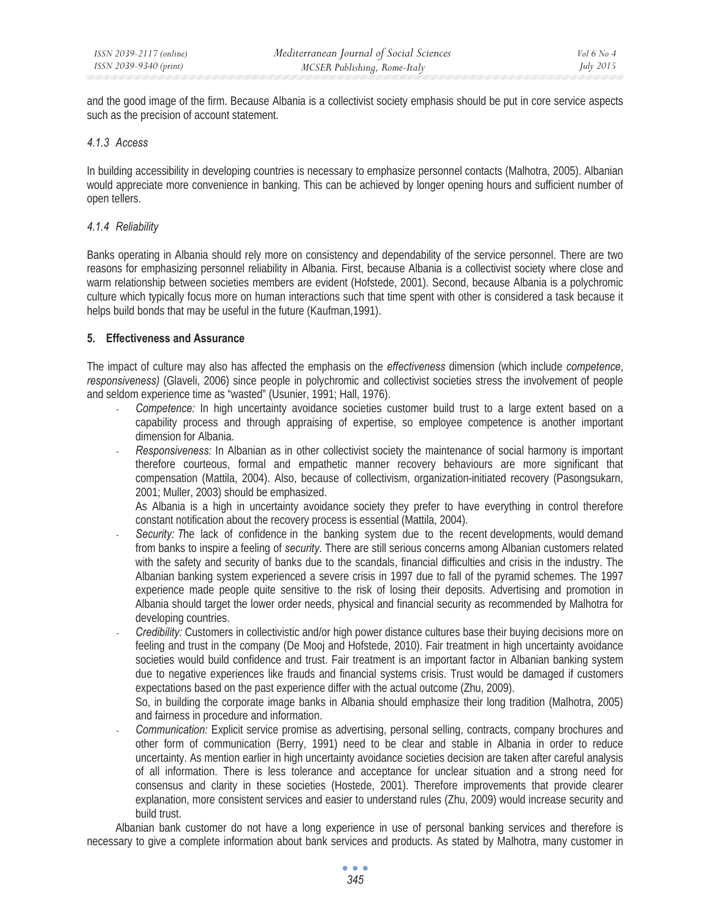and the good image of the firm. Because Albania is a collectivist society emphasis should be put in core service aspects such as the precision of account statement.

#### *4.1.3 Access*

In building accessibility in developing countries is necessary to emphasize personnel contacts (Malhotra, 2005). Albanian would appreciate more convenience in banking. This can be achieved by longer opening hours and sufficient number of open tellers.

#### *4.1.4 Reliability*

Banks operating in Albania should rely more on consistency and dependability of the service personnel. There are two reasons for emphasizing personnel reliability in Albania. First, because Albania is a collectivist society where close and warm relationship between societies members are evident (Hofstede, 2001). Second, because Albania is a polychromic culture which typically focus more on human interactions such that time spent with other is considered a task because it helps build bonds that may be useful in the future (Kaufman,1991).

## 5. Effectiveness and Assurance

The impact of culture may also has affected the emphasis on the *effectiveness* dimension (which include *competence*, *responsiveness)* (Glaveli, 2006) since people in polychromic and collectivist societies stress the involvement of people and seldom experience time as "wasted" (Usunier, 1991; Hall, 1976).

- *Competence:* In high uncertainty avoidance societies customer build trust to a large extent based on a capability process and through appraising of expertise, so employee competence is another important dimension for Albania.
- *Responsiveness:* In Albanian as in other collectivist society the maintenance of social harmony is important therefore courteous, formal and empathetic manner recovery behaviours are more significant that compensation (Mattila, 2004). Also, because of collectivism, organization-initiated recovery (Pasongsukarn, 2001; Muller, 2003) should be emphasized.

  As Albania is a high in uncertainty avoidance society they prefer to have everything in control therefore constant notification about the recovery process is essential (Mattila, 2004).
- *Security: T*he lack of confidence in the banking system due to the recent developments, would demand from banks to inspire a feeling of *security*. There are still serious concerns among Albanian customers related with the safety and security of banks due to the scandals, financial difficulties and crisis in the industry. The Albanian banking system experienced a severe crisis in 1997 due to fall of the pyramid schemes. The 1997 experience made people quite sensitive to the risk of losing their deposits. Advertising and promotion in Albania should target the lower order needs, physical and financial security as recommended by Malhotra for developing countries.
- *Credibility:* Customers in collectivistic and/or high power distance cultures base their buying decisions more on feeling and trust in the company (De Mooj and Hofstede, 2010). Fair treatment in high uncertainty avoidance societies would build confidence and trust. Fair treatment is an important factor in Albanian banking system due to negative experiences like frauds and financial systems crisis. Trust would be damaged if customers expectations based on the past experience differ with the actual outcome (Zhu, 2009).

  So, in building the corporate image banks in Albania should emphasize their long tradition (Malhotra, 2005) and fairness in procedure and information.
- *Communication:* Explicit service promise as advertising, personal selling, contracts, company brochures and other form of communication (Berry, 1991) need to be clear and stable in Albania in order to reduce uncertainty. As mention earlier in high uncertainty avoidance societies decision are taken after careful analysis of all information. There is less tolerance and acceptance for unclear situation and a strong need for consensus and clarity in these societies (Hostede, 2001). Therefore improvements that provide clearer explanation, more consistent services and easier to understand rules (Zhu, 2009) would increase security and build trust.

Albanian bank customer do not have a long experience in use of personal banking services and therefore is necessary to give a complete information about bank services and products. As stated by Malhotra, many customer in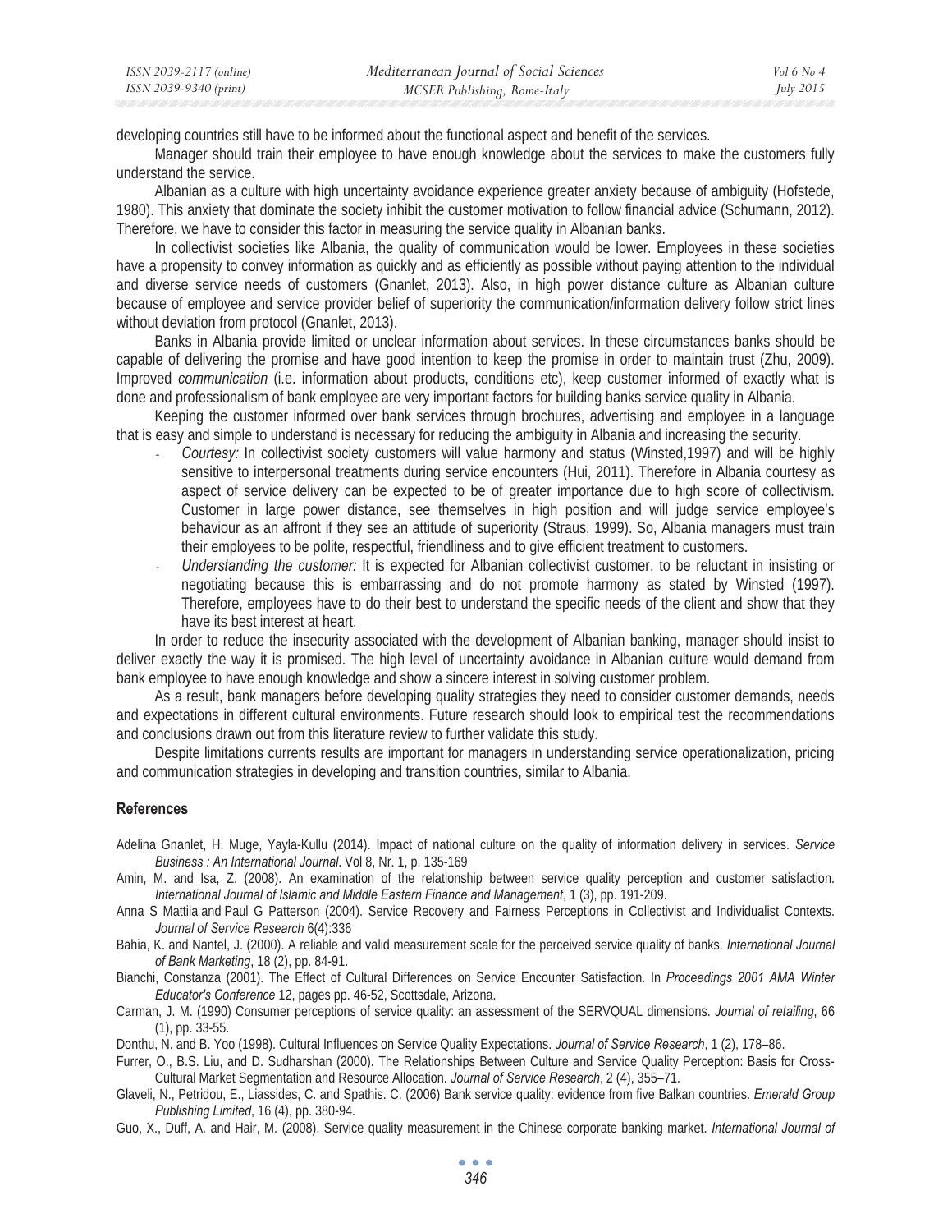developing countries still have to be informed about the functional aspect and benefit of the services.

Manager should train their employee to have enough knowledge about the services to make the customers fully understand the service.

Albanian as a culture with high uncertainty avoidance experience greater anxiety because of ambiguity (Hofstede, 1980). This anxiety that dominate the society inhibit the customer motivation to follow financial advice (Schumann, 2012). Therefore, we have to consider this factor in measuring the service quality in Albanian banks.

In collectivist societies like Albania, the quality of communication would be lower. Employees in these societies have a propensity to convey information as quickly and as efficiently as possible without paying attention to the individual and diverse service needs of customers (Gnanlet, 2013). Also, in high power distance culture as Albanian culture because of employee and service provider belief of superiority the communication/information delivery follow strict lines without deviation from protocol (Gnanlet, 2013).

Banks in Albania provide limited or unclear information about services. In these circumstances banks should be capable of delivering the promise and have good intention to keep the promise in order to maintain trust (Zhu, 2009). Improved *communication* (i.e. information about products, conditions etc), keep customer informed of exactly what is done and professionalism of bank employee are very important factors for building banks service quality in Albania.

Keeping the customer informed over bank services through brochures, advertising and employee in a language that is easy and simple to understand is necessary for reducing the ambiguity in Albania and increasing the security.

- *Courtesy:* In collectivist society customers will value harmony and status (Winsted,1997) and will be highly sensitive to interpersonal treatments during service encounters (Hui, 2011). Therefore in Albania courtesy as aspect of service delivery can be expected to be of greater importance due to high score of collectivism. Customer in large power distance, see themselves in high position and will judge service employee's behaviour as an affront if they see an attitude of superiority (Straus, 1999). So, Albania managers must train their employees to be polite, respectful, friendliness and to give efficient treatment to customers.
- *Understanding the customer:* It is expected for Albanian collectivist customer, to be reluctant in insisting or negotiating because this is embarrassing and do not promote harmony as stated by Winsted (1997). Therefore, employees have to do their best to understand the specific needs of the client and show that they have its best interest at heart.

In order to reduce the insecurity associated with the development of Albanian banking, manager should insist to deliver exactly the way it is promised. The high level of uncertainty avoidance in Albanian culture would demand from bank employee to have enough knowledge and show a sincere interest in solving customer problem.

As a result, bank managers before developing quality strategies they need to consider customer demands, needs and expectations in different cultural environments. Future research should look to empirical test the recommendations and conclusions drawn out from this literature review to further validate this study.

Despite limitations currents results are important for managers in understanding service operationalization, pricing and communication strategies in developing and transition countries, similar to Albania.

## References

Adelina Gnanlet, H. Muge, Yayla-Kullu (2014). Impact of national culture on the quality of information delivery in services. *Service Business : An International Journal*. Vol 8, Nr. 1, p. 135-169

Amin, M. and Isa, Z. (2008). An examination of the relationship between service quality perception and customer satisfaction. *International Journal of Islamic and Middle Eastern Finance and Management*, 1 (3), pp. 191-209.

Anna S Mattila and Paul G Patterson (2004). Service Recovery and Fairness Perceptions in Collectivist and Individualist Contexts. *Journal of Service Research* 6(4):336

Bahia, K. and Nantel, J. (2000). A reliable and valid measurement scale for the perceived service quality of banks. *International Journal of Bank Marketing*, 18 (2), pp. 84-91.

Bianchi, Constanza (2001). The Effect of Cultural Differences on Service Encounter Satisfaction. In *Proceedings 2001 AMA Winter Educator's Conference* 12, pages pp. 46-52, Scottsdale, Arizona.

Carman, J. M. (1990) Consumer perceptions of service quality: an assessment of the SERVQUAL dimensions. *Journal of retailing*, 66 (1), pp. 33-55.

Donthu, N. and B. Yoo (1998). Cultural Influences on Service Quality Expectations. *Journal of Service Research*, 1 (2), 178–86.

Furrer, O., B.S. Liu, and D. Sudharshan (2000). The Relationships Between Culture and Service Quality Perception: Basis for Cross-Cultural Market Segmentation and Resource Allocation. *Journal of Service Research*, 2 (4), 355–71.

Glaveli, N., Petridou, E., Liassides, C. and Spathis. C. (2006) Bank service quality: evidence from five Balkan countries. *Emerald Group Publishing Limited*, 16 (4), pp. 380-94.

Guo, X., Duff, A. and Hair, M. (2008). Service quality measurement in the Chinese corporate banking market. *International Journal of*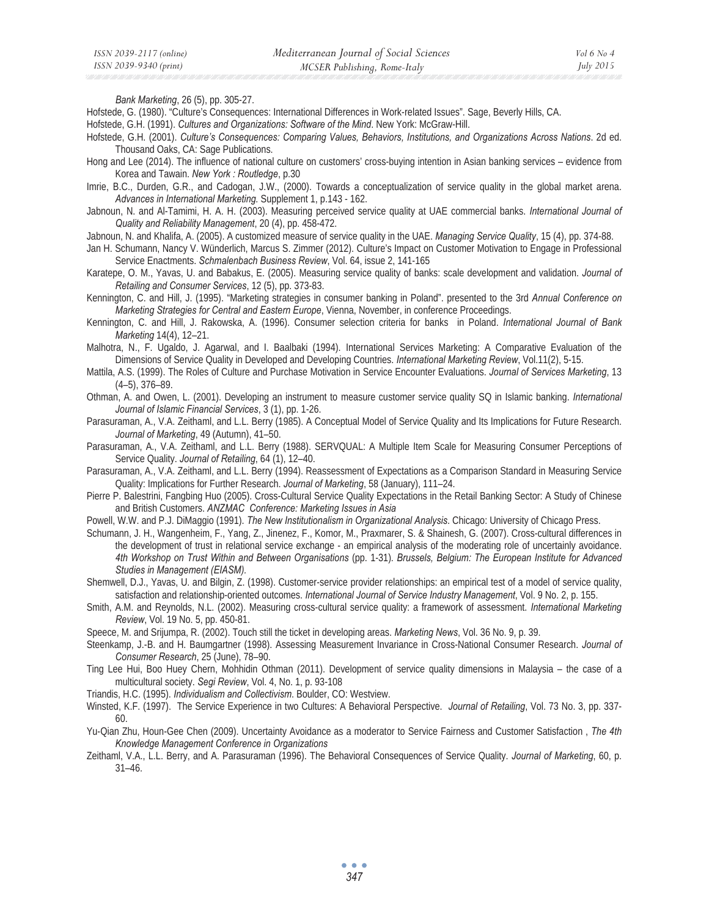*Bank Marketing*, 26 (5), pp. 305-27.

Hofstede, G. (1980). "Culture's Consequences: International Differences in Work-related Issues". Sage, Beverly Hills, CA.

Hofstede, G.H. (1991). *Cultures and Organizations: Software of the Mind*. New York: McGraw-Hill.

Hofstede, G.H. (2001). *Culture's Consequences: Comparing Values, Behaviors, Institutions, and Organizations Across Nations*. 2d ed. Thousand Oaks, CA: Sage Publications.

Hong and Lee (2014). The influence of national culture on customers' cross-buying intention in Asian banking services – evidence from Korea and Tawain. *New York : Routledge*, p.30

Imrie, B.C., Durden, G.R., and Cadogan, J.W., (2000). Towards a conceptualization of service quality in the global market arena. *Advances in International Marketing.* Supplement 1, p.143 - 162.

Jabnoun, N. and Al-Tamimi, H. A. H. (2003). Measuring perceived service quality at UAE commercial banks. *International Journal of Quality and Reliability Management*, 20 (4), pp. 458-472.

Jabnoun, N. and Khalifa, A. (2005). A customized measure of service quality in the UAE. *Managing Service Quality*, 15 (4), pp. 374-88.

Jan H. Schumann, Nancy V. Wünderlich, Marcus S. Zimmer (2012). Culture's Impact on Customer Motivation to Engage in Professional Service Enactments. *Schmalenbach Business Review*, Vol. 64, issue 2, 141-165

Karatepe, O. M., Yavas, U. and Babakus, E. (2005). Measuring service quality of banks: scale development and validation. *Journal of Retailing and Consumer Services*, 12 (5), pp. 373-83.

Kennington, C. and Hill, J. (1995). "Marketing strategies in consumer banking in Poland". presented to the 3rd *Annual Conference on Marketing Strategies for Central and Eastern Europe*, Vienna, November, in conference Proceedings.

Kennington, C. and Hill, J. Rakowska, A. (1996). Consumer selection criteria for banks in Poland. *International Journal of Bank Marketing* 14(4), 12–21.

Malhotra, N., F. Ugaldo, J. Agarwal, and I. Baalbaki (1994). International Services Marketing: A Comparative Evaluation of the Dimensions of Service Quality in Developed and Developing Countries. *International Marketing Review*, Vol.11(2), 5-15.

Mattila, A.S. (1999). The Roles of Culture and Purchase Motivation in Service Encounter Evaluations. *Journal of Services Marketing*, 13 (4–5), 376–89.

Othman, A. and Owen, L. (2001). Developing an instrument to measure customer service quality SQ in Islamic banking. *International Journal of Islamic Financial Services*, 3 (1), pp. 1-26.

Parasuraman, A., V.A. Zeithaml, and L.L. Berry (1985). A Conceptual Model of Service Quality and Its Implications for Future Research. *Journal of Marketing*, 49 (Autumn), 41–50.

Parasuraman, A., V.A. Zeithaml, and L.L. Berry (1988). SERVQUAL: A Multiple Item Scale for Measuring Consumer Perceptions of Service Quality. *Journal of Retailing*, 64 (1), 12–40.

Parasuraman, A., V.A. Zeithaml, and L.L. Berry (1994). Reassessment of Expectations as a Comparison Standard in Measuring Service Quality: Implications for Further Research. *Journal of Marketing*, 58 (January), 111–24.

Pierre P. Balestrini, Fangbing Huo (2005). Cross-Cultural Service Quality Expectations in the Retail Banking Sector: A Study of Chinese and British Customers. *ANZMAC Conference: Marketing Issues in Asia*

Powell, W.W. and P.J. DiMaggio (1991). *The New Institutionalism in Organizational Analysis*. Chicago: University of Chicago Press.

Schumann, J. H., Wangenheim, F., Yang, Z., Jinenez, F., Komor, M., Praxmarer, S. & Shainesh, G. (2007). Cross-cultural differences in the development of trust in relational service exchange - an empirical analysis of the moderating role of uncertainly avoidance. *4th Workshop on Trust Within and Between Organisations* (pp. 1-31). *Brussels, Belgium: The European Institute for Advanced Studies in Management (EIASM).*

Shemwell, D.J., Yavas, U. and Bilgin, Z. (1998). Customer-service provider relationships: an empirical test of a model of service quality, satisfaction and relationship-oriented outcomes. *International Journal of Service Industry Management*, Vol. 9 No. 2, p. 155.

Smith, A.M. and Reynolds, N.L. (2002). Measuring cross-cultural service quality: a framework of assessment. *International Marketing Review*, Vol. 19 No. 5, pp. 450-81.

Speece, M. and Srijumpa, R. (2002). Touch still the ticket in developing areas. *Marketing News*, Vol. 36 No. 9, p. 39.

Steenkamp, J.-B. and H. Baumgartner (1998). Assessing Measurement Invariance in Cross-National Consumer Research. *Journal of Consumer Research*, 25 (June), 78–90.

Ting Lee Hui, Boo Huey Chern, Mohhidin Othman (2011). Development of service quality dimensions in Malaysia – the case of a multicultural society. *Segi Review*, Vol. 4, No. 1, p. 93-108

Triandis, H.C. (1995). *Individualism and Collectivism*. Boulder, CO: Westview.

Winsted, K.F. (1997). The Service Experience in two Cultures: A Behavioral Perspective. *Journal of Retailing*, Vol. 73 No. 3, pp. 337-60.

Yu-Qian Zhu, Houn-Gee Chen (2009). Uncertainty Avoidance as a moderator to Service Fairness and Customer Satisfaction , *The 4th Knowledge Management Conference in Organizations*

Zeithaml, V.A., L.L. Berry, and A. Parasuraman (1996). The Behavioral Consequences of Service Quality. *Journal of Marketing*, 60, p. 31–46.